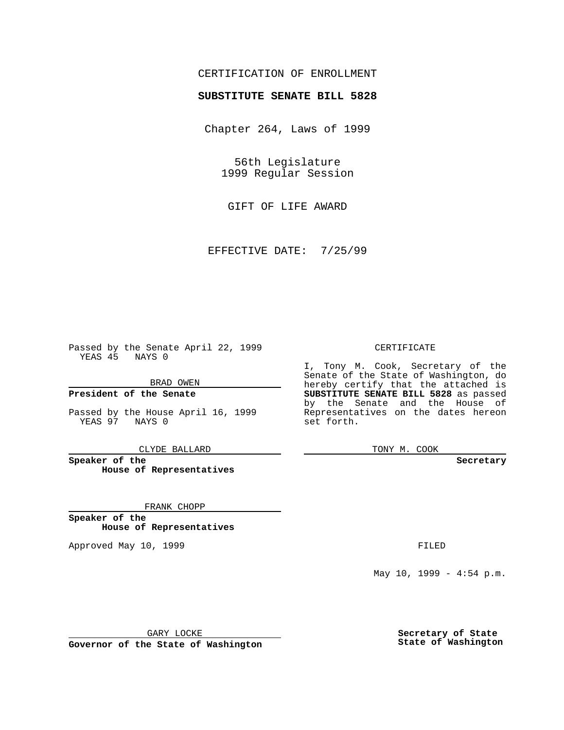CERTIFICATION OF ENROLLMENT

**SUBSTITUTE SENATE BILL 5828**

Chapter 264, Laws of 1999

56th Legislature
1999 Regular Session

GIFT OF LIFE AWARD

EFFECTIVE DATE: 7/25/99

Passed by the Senate April 22, 1999
YEAS 45 NAYS 0

BRAD OWEN

**President of the Senate**

Passed by the House April 16, 1999
YEAS 97 NAYS 0

CLYDE BALLARD

**Speaker of the House of Representatives**

FRANK CHOPP

**Speaker of the House of Representatives**

Approved May 10, 1999

GARY LOCKE

**Governor of the State of Washington**

CERTIFICATE

I, Tony M. Cook, Secretary of the Senate of the State of Washington, do hereby certify that the attached is **SUBSTITUTE SENATE BILL 5828** as passed by the Senate and the House of Representatives on the dates hereon set forth.

TONY M. COOK

**Secretary**

FILED

May 10, 1999 - 4:54 p.m.

**Secretary of State**
**State of Washington**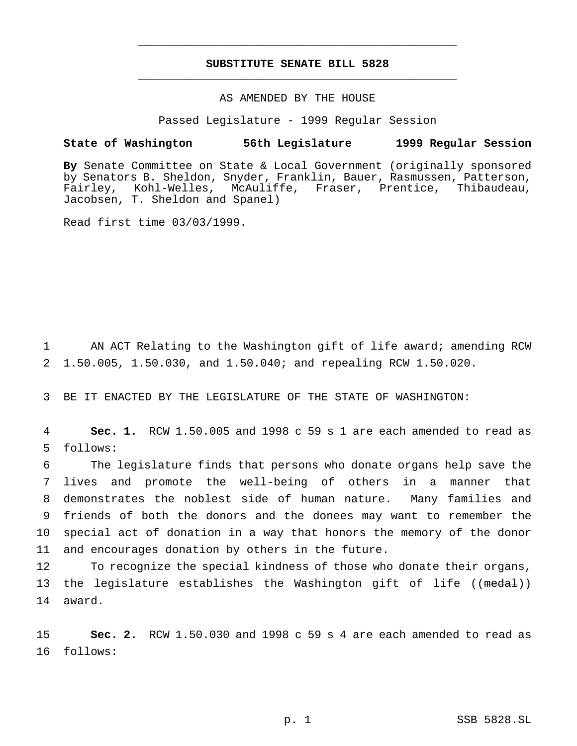# SUBSTITUTE SENATE BILL 5828

AS AMENDED BY THE HOUSE

Passed Legislature - 1999 Regular Session

**State of Washington 56th Legislature 1999 Regular Session**

**By** Senate Committee on State & Local Government (originally sponsored by Senators B. Sheldon, Snyder, Franklin, Bauer, Rasmussen, Patterson, Fairley, Kohl-Welles, McAuliffe, Fraser, Prentice, Thibaudeau, Jacobsen, T. Sheldon and Spanel)

Read first time 03/03/1999.

1 AN ACT Relating to the Washington gift of life award; amending RCW
2 1.50.005, 1.50.030, and 1.50.040; and repealing RCW 1.50.020.

3 BE IT ENACTED BY THE LEGISLATURE OF THE STATE OF WASHINGTON:

4 **Sec. 1.** RCW 1.50.005 and 1998 c 59 s 1 are each amended to read as
5 follows:

6 The legislature finds that persons who donate organs help save the
7 lives and promote the well-being of others in a manner that
8 demonstrates the noblest side of human nature. Many families and
9 friends of both the donors and the donees may want to remember the
10 special act of donation in a way that honors the memory of the donor
11 and encourages donation by others in the future.

12 To recognize the special kindness of those who donate their organs,
13 the legislature establishes the Washington gift of life ((~~medal~~))
14 <u>award</u>.

15 **Sec. 2.** RCW 1.50.030 and 1998 c 59 s 4 are each amended to read as
16 follows: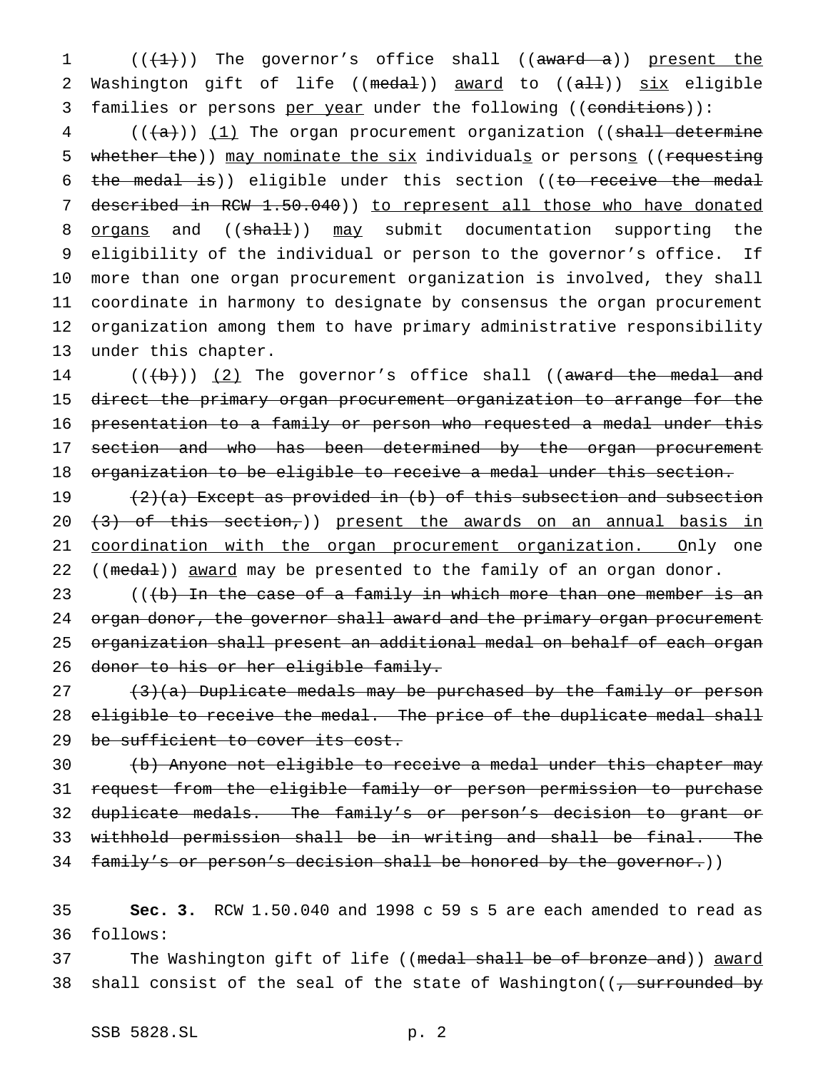(((1))) The governor's office shall ((award a)) present the Washington gift of life ((medal)) award to ((all)) six eligible families or persons per year under the following ((conditions)):

(((a))) (1) The organ procurement organization ((shall determine whether the)) may nominate the six individuals or persons ((requesting the medal is)) eligible under this section ((to receive the medal described in RCW 1.50.040)) to represent all those who have donated organs and ((shall)) may submit documentation supporting the eligibility of the individual or person to the governor's office. If more than one organ procurement organization is involved, they shall coordinate in harmony to designate by consensus the organ procurement organization among them to have primary administrative responsibility under this chapter.

(((b))) (2) The governor's office shall ((award the medal and direct the primary organ procurement organization to arrange for the presentation to a family or person who requested a medal under this section and who has been determined by the organ procurement organization to be eligible to receive a medal under this section.

(2)(a) Except as provided in (b) of this subsection and subsection (3) of this section,)) present the awards on an annual basis in coordination with the organ procurement organization. Only one ((medal)) award may be presented to the family of an organ donor.

(((b) In the case of a family in which more than one member is an organ donor, the governor shall award and the primary organ procurement organization shall present an additional medal on behalf of each organ donor to his or her eligible family.

(3)(a) Duplicate medals may be purchased by the family or person eligible to receive the medal. The price of the duplicate medal shall be sufficient to cover its cost.

(b) Anyone not eligible to receive a medal under this chapter may request from the eligible family or person permission to purchase duplicate medals. The family's or person's decision to grant or withhold permission shall be in writing and shall be final. The family's or person's decision shall be honored by the governor.))

**Sec. 3.** RCW 1.50.040 and 1998 c 59 s 5 are each amended to read as follows:

The Washington gift of life ((medal shall be of bronze and)) award shall consist of the seal of the state of Washington((, surrounded by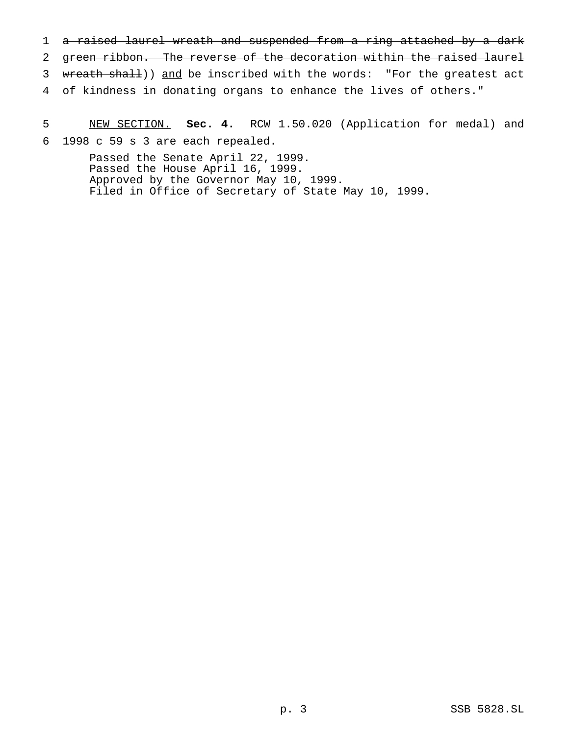~~a raised laurel wreath and suspended from a ring attached by a dark green ribbon. The reverse of the decoration within the raised laurel wreath shall~~)) <u>and</u> be inscribed with the words: "For the greatest act of kindness in donating organs to enhance the lives of others."

<u>NEW SECTION.</u> **Sec. 4.** RCW 1.50.020 (Application for medal) and 1998 c 59 s 3 are each repealed.

Passed the Senate April 22, 1999.
Passed the House April 16, 1999.
Approved by the Governor May 10, 1999.
Filed in Office of Secretary of State May 10, 1999.